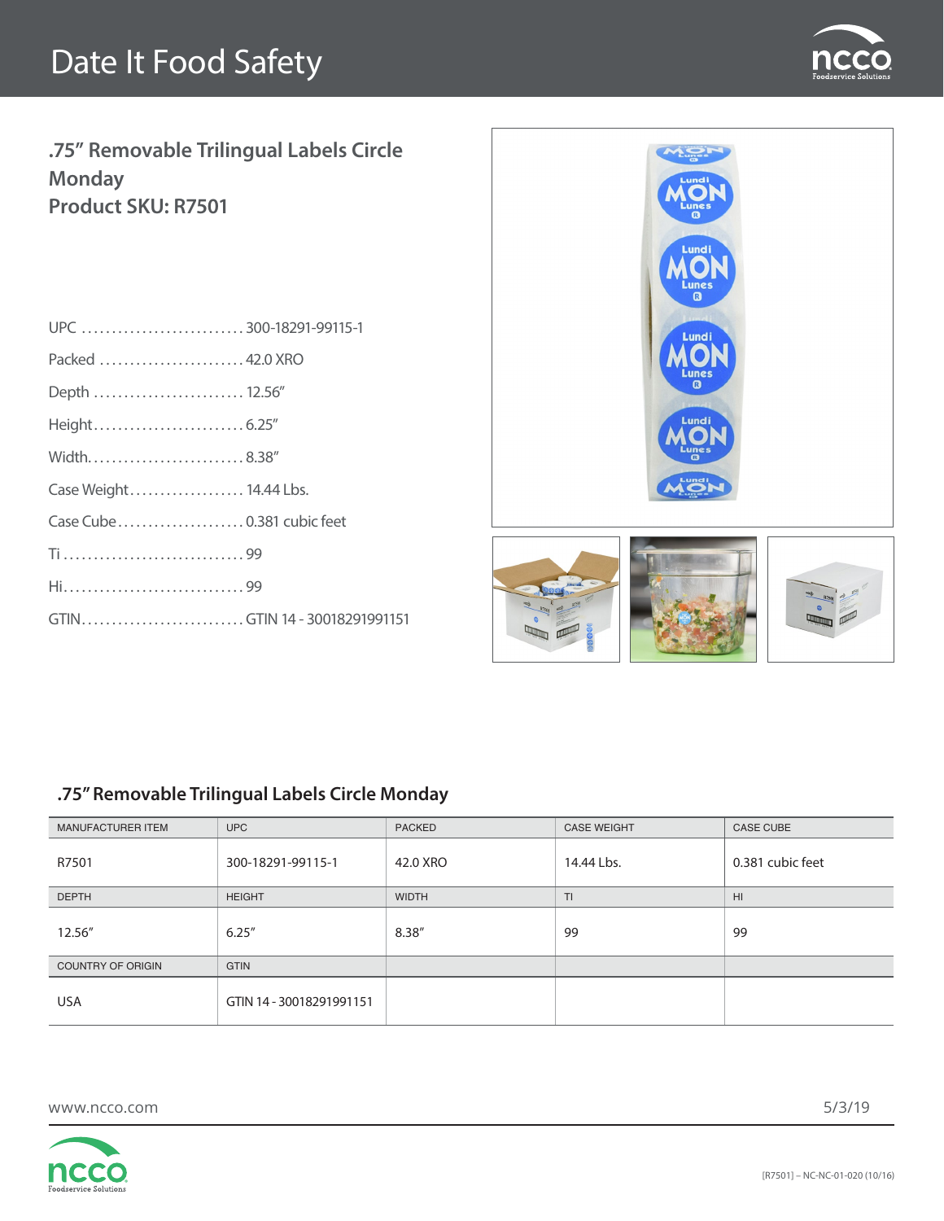# Date It Food Safety

## .75" Removable Trilingual Labels Circle Monday
## Product SKU: R7501

UPC ........................... 300-18291-99115-1

Packed ........................ 42.0 XRO

Depth ......................... 12.56"

Height......................... 6.25"

Width.......................... 8.38"

Case Weight................... 14.44 Lbs.

Case Cube..................... 0.381 cubic feet

Ti .............................. 99

Hi.............................. 99

GTIN........................... GTIN 14 - 30018291991151

## .75" Removable Trilingual Labels Circle Monday

| MANUFACTURER ITEM | UPC | PACKED | CASE WEIGHT | CASE CUBE |
|---|---|---|---|---|
| R7501 | 300-18291-99115-1 | 42.0 XRO | 14.44 Lbs. | 0.381 cubic feet |
| DEPTH | HEIGHT | WIDTH | TI | HI |
| 12.56" | 6.25" | 8.38" | 99 | 99 |
| COUNTRY OF ORIGIN | GTIN | | | |
| USA | GTIN 14 - 30018291991151 | | | |

www.ncco.com 5/3/19

[R7501] – NC-NC-01-020 (10/16)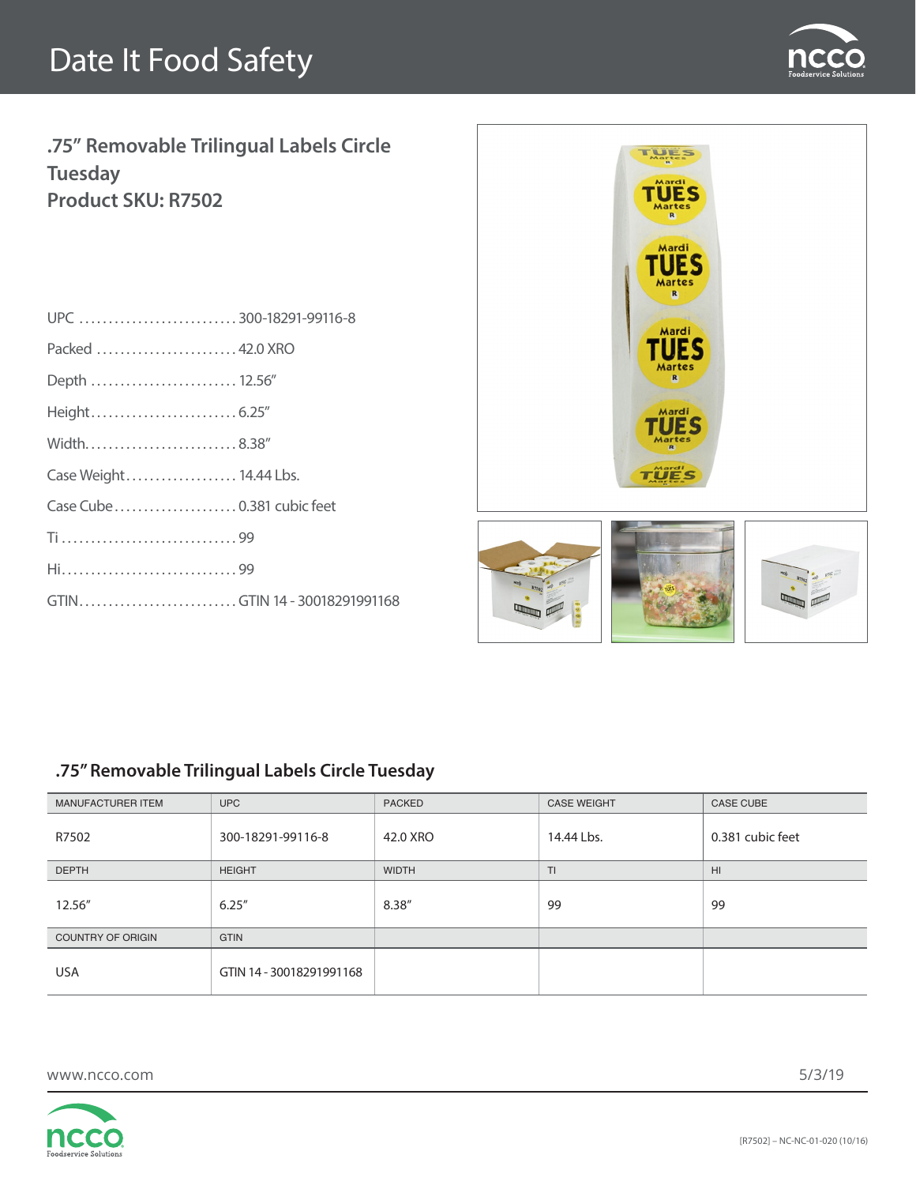# Date It Food Safety

## .75" Removable Trilingual Labels Circle Tuesday
## Product SKU: R7502

UPC ........................... 300-18291-99116-8

Packed ........................ 42.0 XRO

Depth ......................... 12.56"

Height......................... 6.25"

Width.......................... 8.38"

Case Weight................... 14.44 Lbs.

Case Cube..................... 0.381 cubic feet

Ti .............................. 99

Hi.............................. 99

GTIN........................... GTIN 14 - 30018291991168

### .75" Removable Trilingual Labels Circle Tuesday

| MANUFACTURER ITEM | UPC | PACKED | CASE WEIGHT | CASE CUBE |
|---|---|---|---|---|
| R7502 | 300-18291-99116-8 | 42.0 XRO | 14.44 Lbs. | 0.381 cubic feet |
| DEPTH | HEIGHT | WIDTH | TI | HI |
| 12.56" | 6.25" | 8.38" | 99 | 99 |
| COUNTRY OF ORIGIN | GTIN | | | |
| USA | GTIN 14 - 30018291991168 | | | |

www.ncco.com

5/3/19

[R7502] – NC-NC-01-020 (10/16)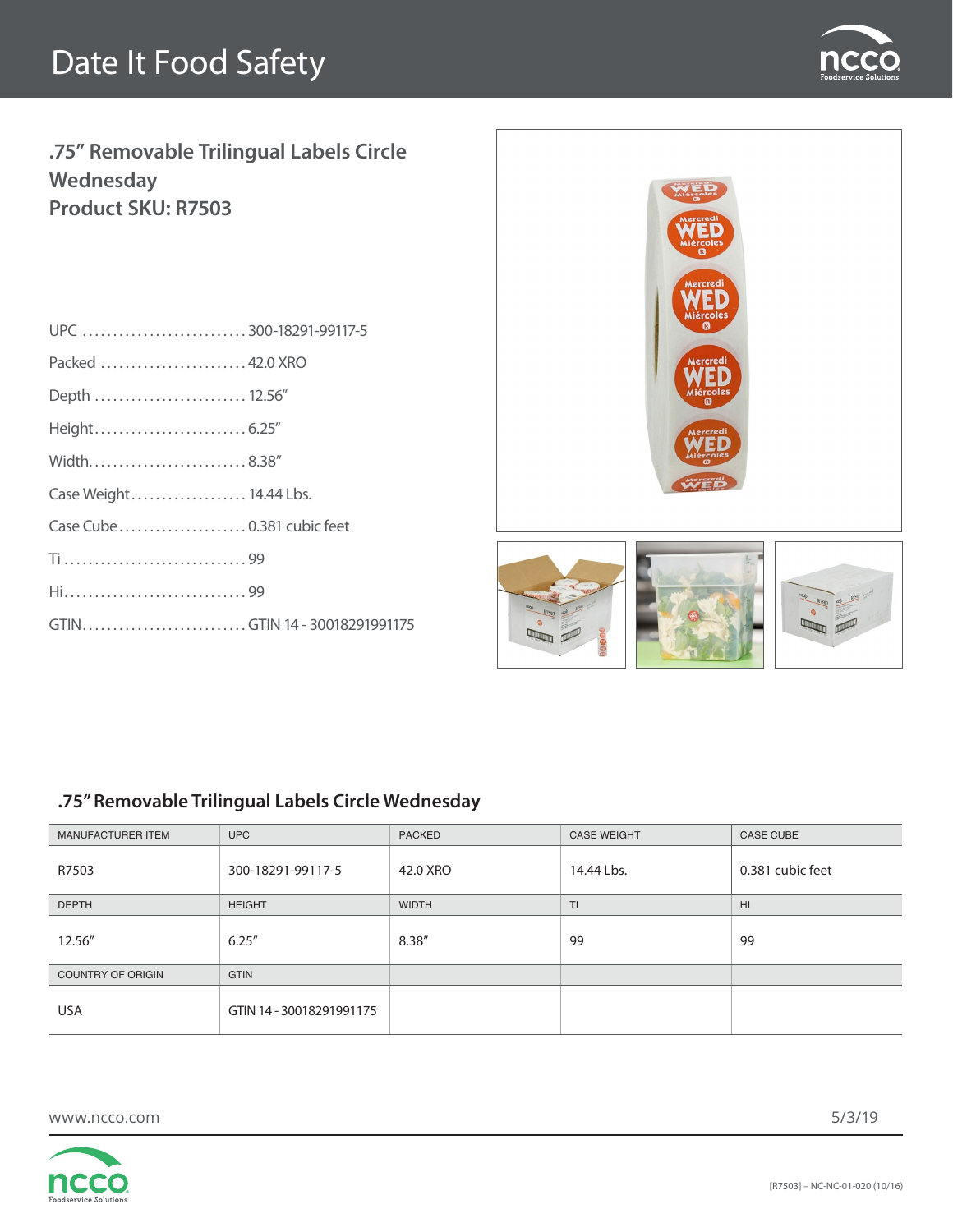# Date It Food Safety

## .75" Removable Trilingual Labels Circle Wednesday
## Product SKU: R7503

UPC ............................ 300-18291-99117-5

Packed ........................ 42.0 XRO

Depth ......................... 12.56"

Height......................... 6.25"

Width.......................... 8.38"

Case Weight................... 14.44 Lbs.

Case Cube..................... 0.381 cubic feet

Ti .............................. 99

Hi.............................. 99

GTIN........................... GTIN 14 - 30018291991175

### .75" Removable Trilingual Labels Circle Wednesday

| MANUFACTURER ITEM | UPC | PACKED | CASE WEIGHT | CASE CUBE |
|---|---|---|---|---|
| R7503 | 300-18291-99117-5 | 42.0 XRO | 14.44 Lbs. | 0.381 cubic feet |
| DEPTH | HEIGHT | WIDTH | TI | HI |
| 12.56" | 6.25" | 8.38" | 99 | 99 |
| COUNTRY OF ORIGIN | GTIN | | | |
| USA | GTIN 14 - 30018291991175 | | | |

www.ncco.com

5/3/19

[R7503] – NC-NC-01-020 (10/16)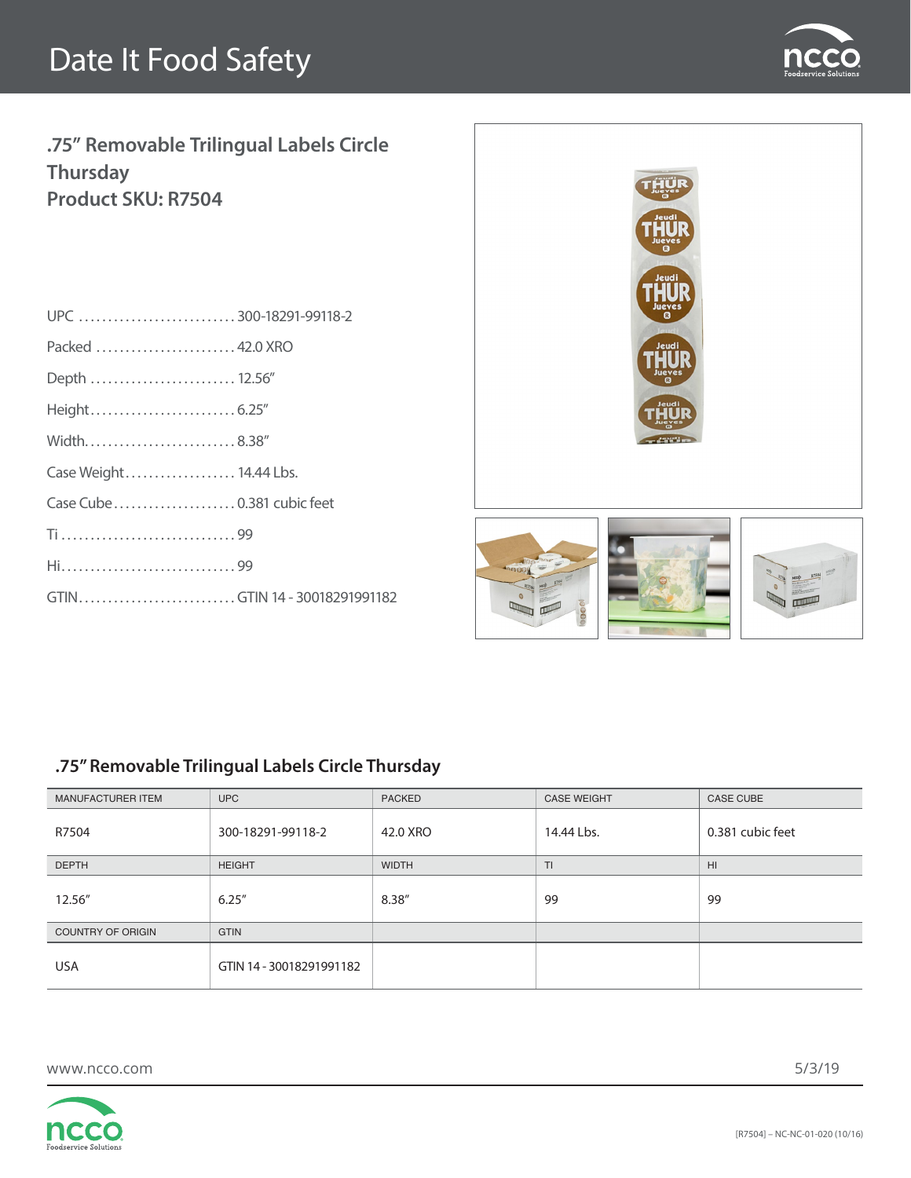# Date It Food Safety

## .75" Removable Trilingual Labels Circle Thursday
## Product SKU: R7504

UPC ............................ 300-18291-99118-2

Packed ........................ 42.0 XRO

Depth .......................... 12.56"

Height.......................... 6.25"

Width........................... 8.38"

Case Weight.................... 14.44 Lbs.

Case Cube...................... 0.381 cubic feet

Ti ............................... 99

Hi............................... 99

GTIN............................ GTIN 14 - 30018291991182

### .75" Removable Trilingual Labels Circle Thursday

| MANUFACTURER ITEM | UPC | PACKED | CASE WEIGHT | CASE CUBE |
|---|---|---|---|---|
| R7504 | 300-18291-99118-2 | 42.0 XRO | 14.44 Lbs. | 0.381 cubic feet |
| DEPTH | HEIGHT | WIDTH | TI | HI |
| 12.56" | 6.25" | 8.38" | 99 | 99 |
| COUNTRY OF ORIGIN | GTIN | | | |
| USA | GTIN 14 - 30018291991182 | | | |

www.ncco.com

5/3/19

[R7504] – NC-NC-01-020 (10/16)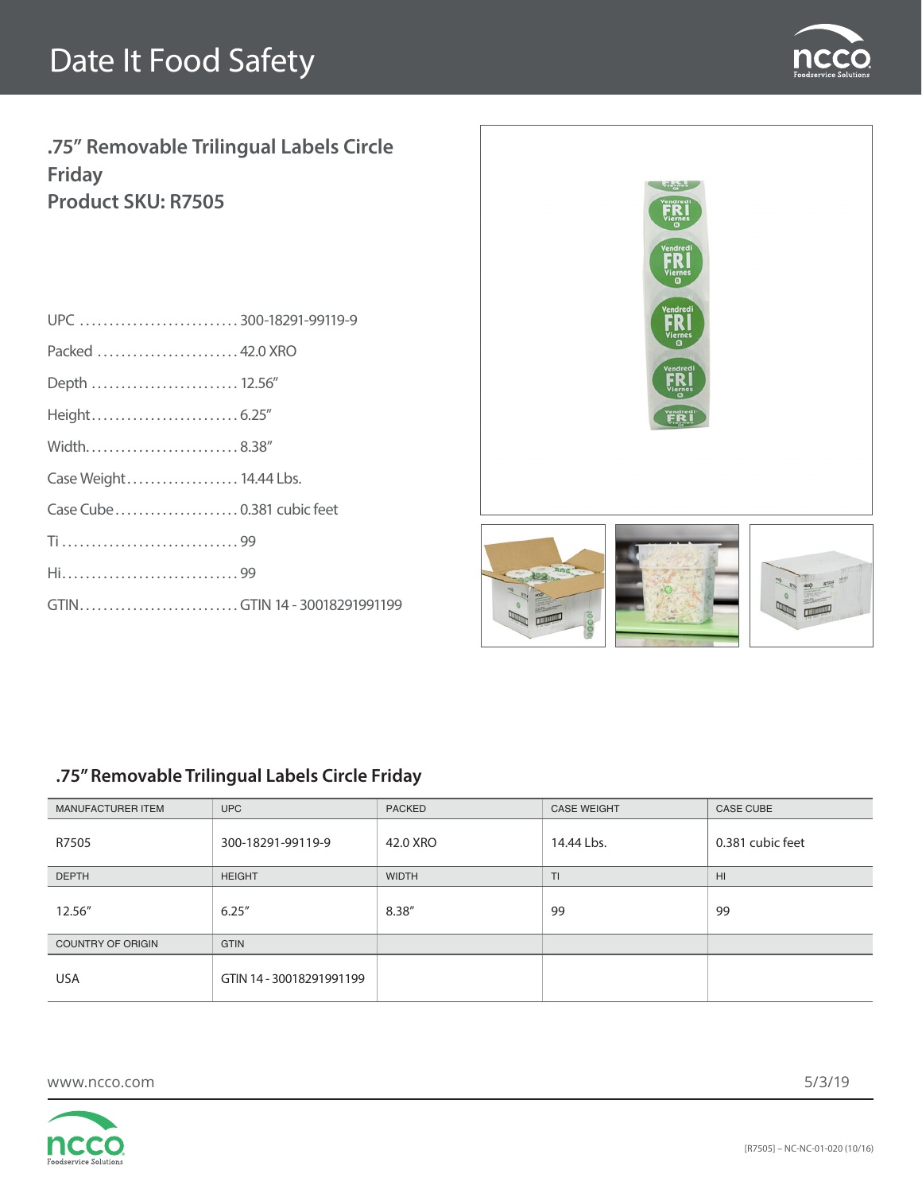# Date It Food Safety

## .75" Removable Trilingual Labels Circle Friday
## Product SKU: R7505

UPC ........................... 300-18291-99119-9

Packed ........................ 42.0 XRO

Depth ......................... 12.56"

Height......................... 6.25"

Width.......................... 8.38"

Case Weight................... 14.44 Lbs.

Case Cube..................... 0.381 cubic feet

Ti .............................. 99

Hi.............................. 99

GTIN........................... GTIN 14 - 30018291991199

### .75" Removable Trilingual Labels Circle Friday

| MANUFACTURER ITEM | UPC | PACKED | CASE WEIGHT | CASE CUBE |
|---|---|---|---|---|
| R7505 | 300-18291-99119-9 | 42.0 XRO | 14.44 Lbs. | 0.381 cubic feet |
| DEPTH | HEIGHT | WIDTH | TI | HI |
| 12.56" | 6.25" | 8.38" | 99 | 99 |
| COUNTRY OF ORIGIN | GTIN | | | |
| USA | GTIN 14 - 30018291991199 | | | |

www.ncco.com

5/3/19

[R7505] – NC-NC-01-020 (10/16)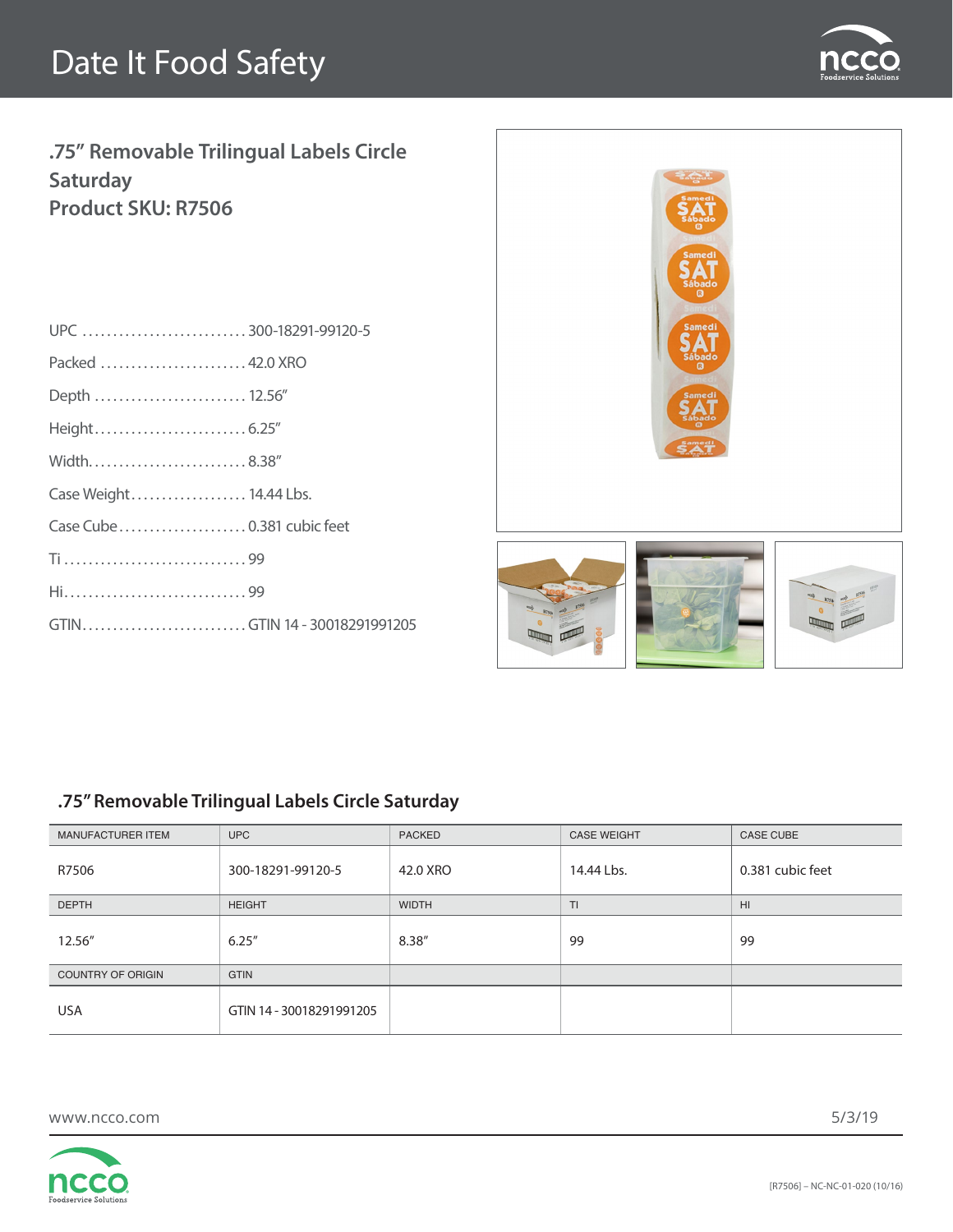# Date It Food Safety

## .75" Removable Trilingual Labels Circle Saturday
## Product SKU: R7506

UPC ........................... 300-18291-99120-5

Packed ........................ 42.0 XRO

Depth ......................... 12.56"

Height......................... 6.25"

Width.......................... 8.38"

Case Weight................... 14.44 Lbs.

Case Cube..................... 0.381 cubic feet

Ti .............................. 99

Hi.............................. 99

GTIN........................... GTIN 14 - 30018291991205

## .75" Removable Trilingual Labels Circle Saturday

| MANUFACTURER ITEM | UPC | PACKED | CASE WEIGHT | CASE CUBE |
|---|---|---|---|---|
| R7506 | 300-18291-99120-5 | 42.0 XRO | 14.44 Lbs. | 0.381 cubic feet |
| DEPTH | HEIGHT | WIDTH | TI | HI |
| 12.56" | 6.25" | 8.38" | 99 | 99 |
| COUNTRY OF ORIGIN | GTIN | | | |
| USA | GTIN 14 - 30018291991205 | | | |

www.ncco.com

5/3/19

[R7506] – NC-NC-01-020 (10/16)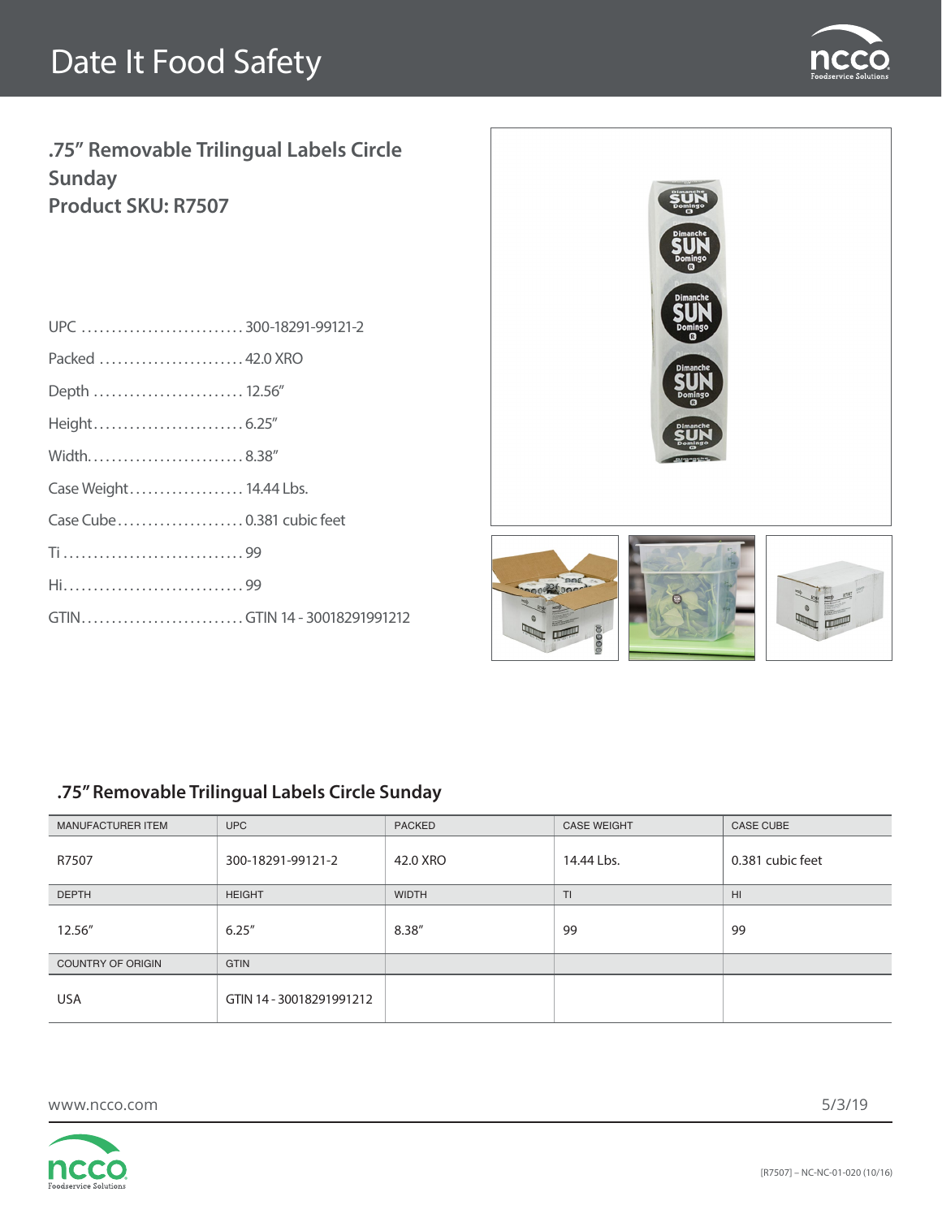# Date It Food Safety

## .75" Removable Trilingual Labels Circle Sunday
## Product SKU: R7507

UPC ........................... 300-18291-99121-2

Packed ........................ 42.0 XRO

Depth ......................... 12.56"

Height......................... 6.25"

Width.......................... 8.38"

Case Weight................... 14.44 Lbs.

Case Cube..................... 0.381 cubic feet

Ti .............................. 99

Hi.............................. 99

GTIN........................... GTIN 14 - 30018291991212

### .75" Removable Trilingual Labels Circle Sunday

| MANUFACTURER ITEM | UPC | PACKED | CASE WEIGHT | CASE CUBE |
|---|---|---|---|---|
| R7507 | 300-18291-99121-2 | 42.0 XRO | 14.44 Lbs. | 0.381 cubic feet |
| DEPTH | HEIGHT | WIDTH | TI | HI |
| 12.56" | 6.25" | 8.38" | 99 | 99 |
| COUNTRY OF ORIGIN | GTIN | | | |
| USA | GTIN 14 - 30018291991212 | | | |

www.ncco.com

5/3/19

[R7507] – NC-NC-01-020 (10/16)